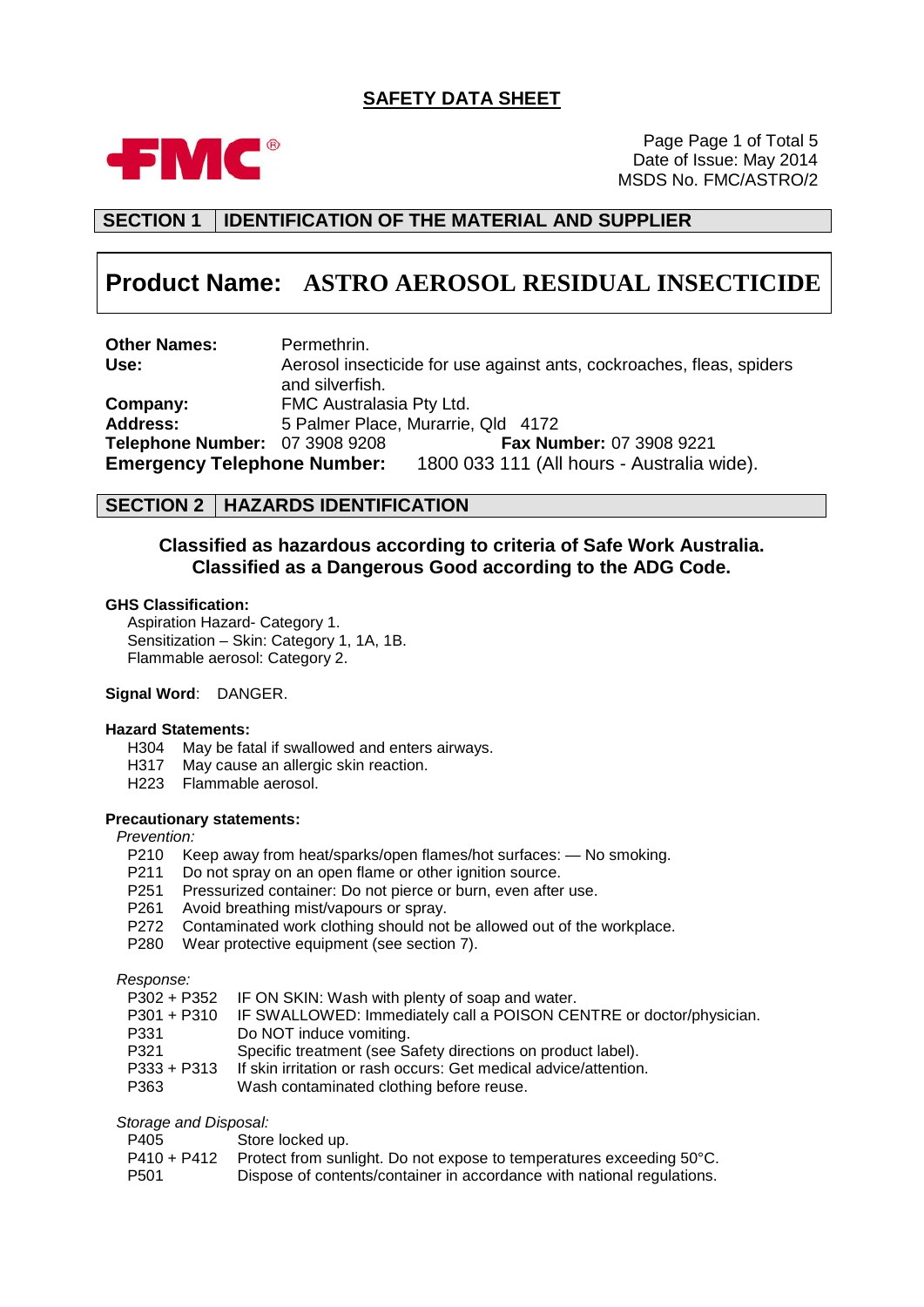# SAFETY DATA SHEET

FMC®

Page Page 1 of Total 5
Date of Issue: May 2014
MSDS No. FMC/ASTRO/2

## SECTION 1 IDENTIFICATION OF THE MATERIAL AND SUPPLIER

## Product Name: ASTRO AEROSOL RESIDUAL INSECTICIDE

**Other Names:** Permethrin.
**Use:** Aerosol insecticide for use against ants, cockroaches, fleas, spiders and silverfish.
**Company:** FMC Australasia Pty Ltd.
**Address:** 5 Palmer Place, Murarrie, Qld 4172
**Telephone Number:** 07 3908 9208 **Fax Number:** 07 3908 9221
**Emergency Telephone Number:** 1800 033 111 (All hours - Australia wide).

## SECTION 2 HAZARDS IDENTIFICATION

**Classified as hazardous according to criteria of Safe Work Australia.**
**Classified as a Dangerous Good according to the ADG Code.**

**GHS Classification:**

Aspiration Hazard- Category 1.
Sensitization – Skin: Category 1, 1A, 1B.
Flammable aerosol: Category 2.

**Signal Word**: DANGER.

**Hazard Statements:**

H304 May be fatal if swallowed and enters airways.
H317 May cause an allergic skin reaction.
H223 Flammable aerosol.

**Precautionary statements:**

*Prevention:*

P210 Keep away from heat/sparks/open flames/hot surfaces: — No smoking.
P211 Do not spray on an open flame or other ignition source.
P251 Pressurized container: Do not pierce or burn, even after use.
P261 Avoid breathing mist/vapours or spray.
P272 Contaminated work clothing should not be allowed out of the workplace.
P280 Wear protective equipment (see section 7).

*Response:*

P302 + P352 IF ON SKIN: Wash with plenty of soap and water.
P301 + P310 IF SWALLOWED: Immediately call a POISON CENTRE or doctor/physician.
P331 Do NOT induce vomiting.
P321 Specific treatment (see Safety directions on product label).
P333 + P313 If skin irritation or rash occurs: Get medical advice/attention.
P363 Wash contaminated clothing before reuse.

*Storage and Disposal:*

P405 Store locked up.
P410 + P412 Protect from sunlight. Do not expose to temperatures exceeding 50°C.
P501 Dispose of contents/container in accordance with national regulations.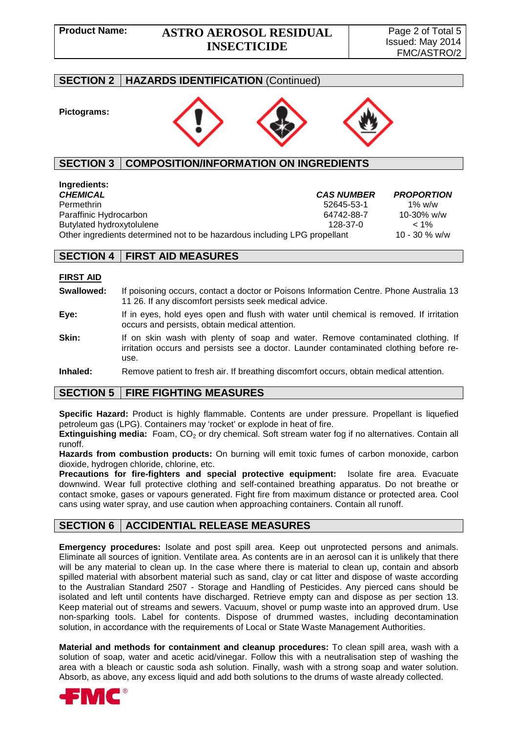## SECTION 2 | HAZARDS IDENTIFICATION (Continued)

**Pictograms:**

## SECTION 3 | COMPOSITION/INFORMATION ON INGREDIENTS

**Ingredients:**

| *CHEMICAL* | *CAS NUMBER* | *PROPORTION* |
|---|---|---|
| Permethrin | 52645-53-1 | 1% w/w |
| Paraffinic Hydrocarbon | 64742-88-7 | 10-30% w/w |
| Butylated hydroxytolulene | 128-37-0 | < 1% |
| Other ingredients determined not to be hazardous including LPG propellant | | 10 - 30 % w/w |

## SECTION 4 | FIRST AID MEASURES

**FIRST AID**

**Swallowed:** If poisoning occurs, contact a doctor or Poisons Information Centre. Phone Australia 13 11 26. If any discomfort persists seek medical advice.

**Eye:** If in eyes, hold eyes open and flush with water until chemical is removed. If irritation occurs and persists, obtain medical attention.

**Skin:** If on skin wash with plenty of soap and water. Remove contaminated clothing. If irritation occurs and persists see a doctor. Launder contaminated clothing before re-use.

**Inhaled:** Remove patient to fresh air. If breathing discomfort occurs, obtain medical attention.

## SECTION 5 | FIRE FIGHTING MEASURES

**Specific Hazard:** Product is highly flammable. Contents are under pressure. Propellant is liquefied petroleum gas (LPG). Containers may 'rocket' or explode in heat of fire.

**Extinguishing media:** Foam, $CO_2$ or dry chemical. Soft stream water fog if no alternatives. Contain all runoff.

**Hazards from combustion products:** On burning will emit toxic fumes of carbon monoxide, carbon dioxide, hydrogen chloride, chlorine, etc.

**Precautions for fire-fighters and special protective equipment:** Isolate fire area. Evacuate downwind. Wear full protective clothing and self-contained breathing apparatus. Do not breathe or contact smoke, gases or vapours generated. Fight fire from maximum distance or protected area. Cool cans using water spray, and use caution when approaching containers. Contain all runoff.

## SECTION 6 | ACCIDENTIAL RELEASE MEASURES

**Emergency procedures:** Isolate and post spill area. Keep out unprotected persons and animals. Eliminate all sources of ignition. Ventilate area. As contents are in an aerosol can it is unlikely that there will be any material to clean up. In the case where there is material to clean up, contain and absorb spilled material with absorbent material such as sand, clay or cat litter and dispose of waste according to the Australian Standard 2507 - Storage and Handling of Pesticides. Any pierced cans should be isolated and left until contents have discharged. Retrieve empty can and dispose as per section 13. Keep material out of streams and sewers. Vacuum, shovel or pump waste into an approved drum. Use non-sparking tools. Label for contents. Dispose of drummed wastes, including decontamination solution, in accordance with the requirements of Local or State Waste Management Authorities.

**Material and methods for containment and cleanup procedures:** To clean spill area, wash with a solution of soap, water and acetic acid/vinegar. Follow this with a neutralisation step of washing the area with a bleach or caustic soda ash solution. Finally, wash with a strong soap and water solution. Absorb, as above, any excess liquid and add both solutions to the drums of waste already collected.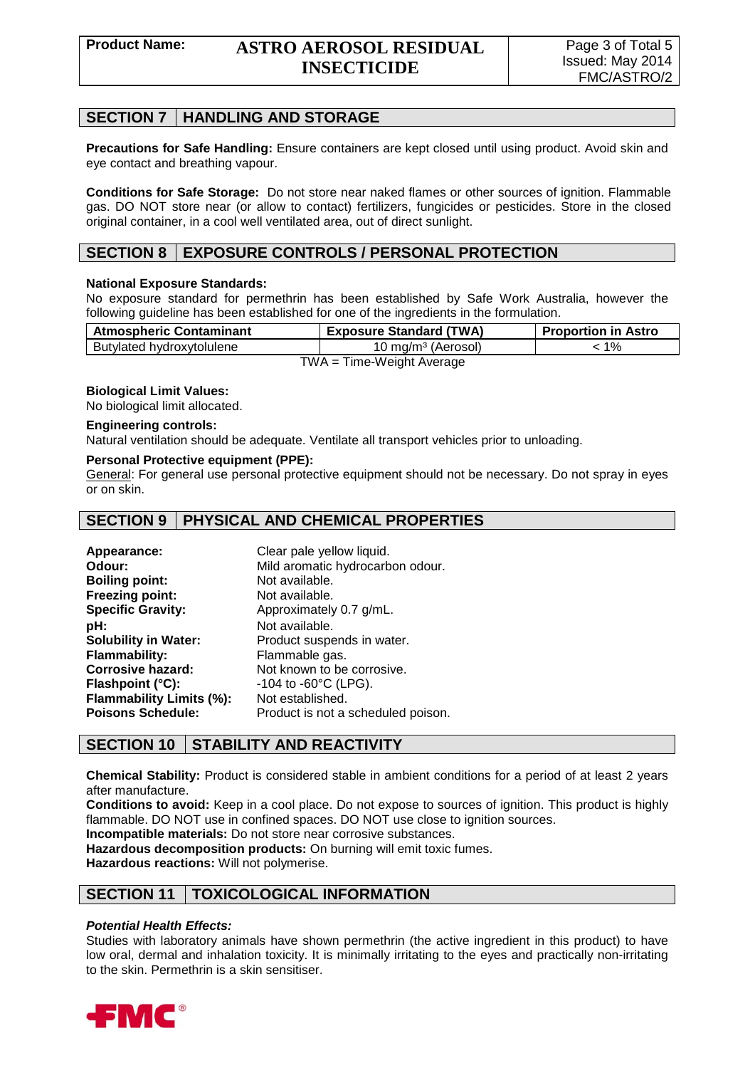## SECTION 7 HANDLING AND STORAGE

**Precautions for Safe Handling:** Ensure containers are kept closed until using product. Avoid skin and eye contact and breathing vapour.

**Conditions for Safe Storage:** Do not store near naked flames or other sources of ignition. Flammable gas. DO NOT store near (or allow to contact) fertilizers, fungicides or pesticides. Store in the closed original container, in a cool well ventilated area, out of direct sunlight.

## SECTION 8 EXPOSURE CONTROLS / PERSONAL PROTECTION

**National Exposure Standards:**

No exposure standard for permethrin has been established by Safe Work Australia, however the following guideline has been established for one of the ingredients in the formulation.

| Atmospheric Contaminant | Exposure Standard (TWA) | Proportion in Astro |
|---|---|---|
| Butylated hydroxytolulene | 10 mg/m³ (Aerosol) | < 1% |

TWA = Time-Weight Average

**Biological Limit Values:**

No biological limit allocated.

**Engineering controls:**

Natural ventilation should be adequate. Ventilate all transport vehicles prior to unloading.

**Personal Protective equipment (PPE):**

General: For general use personal protective equipment should not be necessary. Do not spray in eyes or on skin.

## SECTION 9 PHYSICAL AND CHEMICAL PROPERTIES

**Appearance:** Clear pale yellow liquid.
**Odour:** Mild aromatic hydrocarbon odour.
**Boiling point:** Not available.
**Freezing point:** Not available.
**Specific Gravity:** Approximately 0.7 g/mL.
**pH:** Not available.
**Solubility in Water:** Product suspends in water.
**Flammability:** Flammable gas.
**Corrosive hazard:** Not known to be corrosive.
**Flashpoint (°C):** -104 to -60°C (LPG).
**Flammability Limits (%):** Not established.
**Poisons Schedule:** Product is not a scheduled poison.

## SECTION 10 STABILITY AND REACTIVITY

**Chemical Stability:** Product is considered stable in ambient conditions for a period of at least 2 years after manufacture.
**Conditions to avoid:** Keep in a cool place. Do not expose to sources of ignition. This product is highly flammable. DO NOT use in confined spaces. DO NOT use close to ignition sources.
**Incompatible materials:** Do not store near corrosive substances.
**Hazardous decomposition products:** On burning will emit toxic fumes.
**Hazardous reactions:** Will not polymerise.

## SECTION 11 TOXICOLOGICAL INFORMATION

***Potential Health Effects:***

Studies with laboratory animals have shown permethrin (the active ingredient in this product) to have low oral, dermal and inhalation toxicity. It is minimally irritating to the eyes and practically non-irritating to the skin. Permethrin is a skin sensitiser.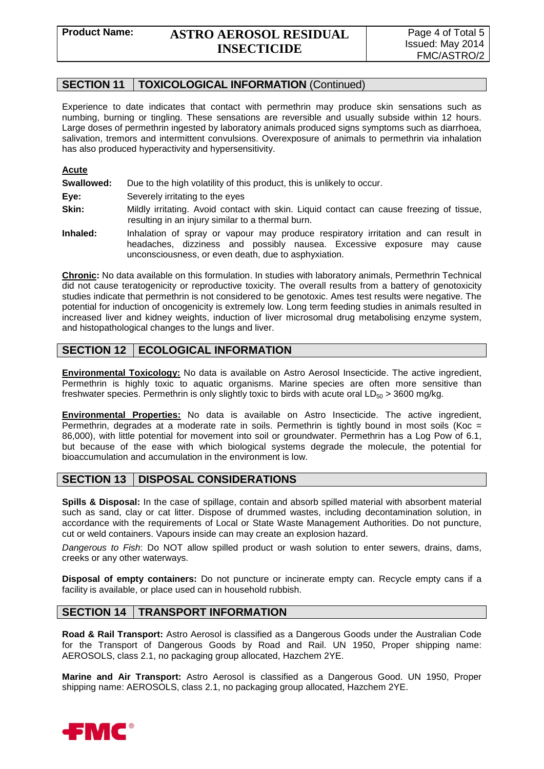## SECTION 11 TOXICOLOGICAL INFORMATION (Continued)

Experience to date indicates that contact with permethrin may produce skin sensations such as numbing, burning or tingling. These sensations are reversible and usually subside within 12 hours. Large doses of permethrin ingested by laboratory animals produced signs symptoms such as diarrhoea, salivation, tremors and intermittent convulsions. Overexposure of animals to permethrin via inhalation has also produced hyperactivity and hypersensitivity.

**Acute**

**Swallowed:** Due to the high volatility of this product, this is unlikely to occur.

**Eye:** Severely irritating to the eyes

**Skin:** Mildly irritating. Avoid contact with skin. Liquid contact can cause freezing of tissue, resulting in an injury similar to a thermal burn.

**Inhaled:** Inhalation of spray or vapour may produce respiratory irritation and can result in headaches, dizziness and possibly nausea. Excessive exposure may cause unconsciousness, or even death, due to asphyxiation.

**Chronic:** No data available on this formulation. In studies with laboratory animals, Permethrin Technical did not cause teratogenicity or reproductive toxicity. The overall results from a battery of genotoxicity studies indicate that permethrin is not considered to be genotoxic. Ames test results were negative. The potential for induction of oncogenicity is extremely low. Long term feeding studies in animals resulted in increased liver and kidney weights, induction of liver microsomal drug metabolising enzyme system, and histopathological changes to the lungs and liver.

## SECTION 12 ECOLOGICAL INFORMATION

**Environmental Toxicology:** No data is available on Astro Aerosol Insecticide. The active ingredient, Permethrin is highly toxic to aquatic organisms. Marine species are often more sensitive than freshwater species. Permethrin is only slightly toxic to birds with acute oral $LD_{50}$ > 3600 mg/kg.

**Environmental Properties:** No data is available on Astro Insecticide. The active ingredient, Permethrin, degrades at a moderate rate in soils. Permethrin is tightly bound in most soils (Koc = 86,000), with little potential for movement into soil or groundwater. Permethrin has a Log Pow of 6.1, but because of the ease with which biological systems degrade the molecule, the potential for bioaccumulation and accumulation in the environment is low.

## SECTION 13 DISPOSAL CONSIDERATIONS

**Spills & Disposal:** In the case of spillage, contain and absorb spilled material with absorbent material such as sand, clay or cat litter. Dispose of drummed wastes, including decontamination solution, in accordance with the requirements of Local or State Waste Management Authorities. Do not puncture, cut or weld containers. Vapours inside can may create an explosion hazard.

*Dangerous to Fish*: Do NOT allow spilled product or wash solution to enter sewers, drains, dams, creeks or any other waterways.

**Disposal of empty containers:** Do not puncture or incinerate empty can. Recycle empty cans if a facility is available, or place used can in household rubbish.

## SECTION 14 TRANSPORT INFORMATION

**Road & Rail Transport:** Astro Aerosol is classified as a Dangerous Goods under the Australian Code for the Transport of Dangerous Goods by Road and Rail. UN 1950, Proper shipping name: AEROSOLS, class 2.1, no packaging group allocated, Hazchem 2YE.

**Marine and Air Transport:** Astro Aerosol is classified as a Dangerous Good. UN 1950, Proper shipping name: AEROSOLS, class 2.1, no packaging group allocated, Hazchem 2YE.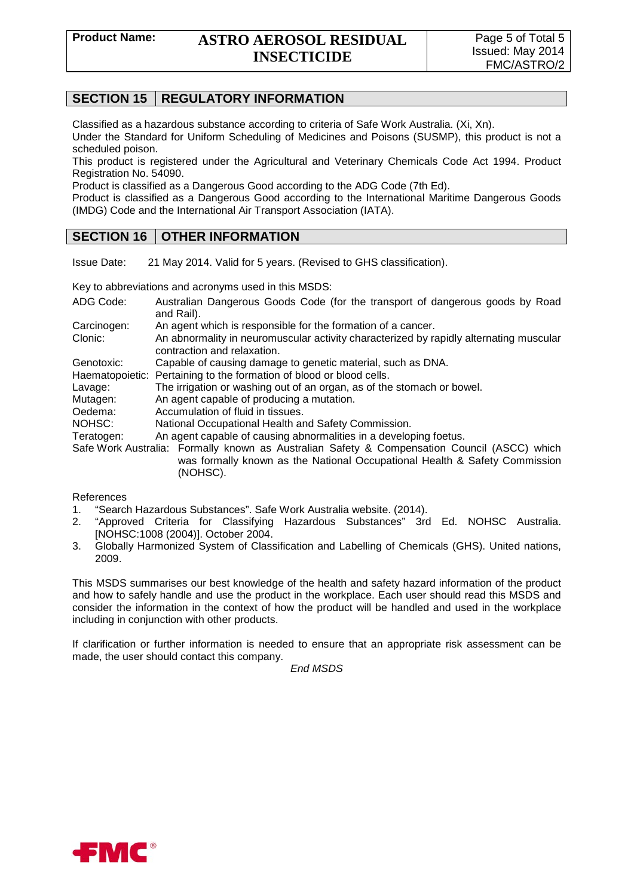## SECTION 15 REGULATORY INFORMATION

Classified as a hazardous substance according to criteria of Safe Work Australia. (Xi, Xn).
Under the Standard for Uniform Scheduling of Medicines and Poisons (SUSMP), this product is not a scheduled poison.
This product is registered under the Agricultural and Veterinary Chemicals Code Act 1994. Product Registration No. 54090.
Product is classified as a Dangerous Good according to the ADG Code (7th Ed).
Product is classified as a Dangerous Good according to the International Maritime Dangerous Goods (IMDG) Code and the International Air Transport Association (IATA).

## SECTION 16 OTHER INFORMATION

Issue Date: 21 May 2014. Valid for 5 years. (Revised to GHS classification).

Key to abbreviations and acronyms used in this MSDS:

| | |
|---|---|
| ADG Code: | Australian Dangerous Goods Code (for the transport of dangerous goods by Road and Rail). |
| Carcinogen: | An agent which is responsible for the formation of a cancer. |
| Clonic: | An abnormality in neuromuscular activity characterized by rapidly alternating muscular contraction and relaxation. |
| Genotoxic: | Capable of causing damage to genetic material, such as DNA. |
| Haematopoietic: | Pertaining to the formation of blood or blood cells. |
| Lavage: | The irrigation or washing out of an organ, as of the stomach or bowel. |
| Mutagen: | An agent capable of producing a mutation. |
| Oedema: | Accumulation of fluid in tissues. |
| NOHSC: | National Occupational Health and Safety Commission. |
| Teratogen: | An agent capable of causing abnormalities in a developing foetus. |
| Safe Work Australia: | Formally known as Australian Safety & Compensation Council (ASCC) which was formally known as the National Occupational Health & Safety Commission (NOHSC). |

References

1. "Search Hazardous Substances". Safe Work Australia website. (2014).
2. "Approved Criteria for Classifying Hazardous Substances" 3rd Ed. NOHSC Australia. [NOHSC:1008 (2004)]. October 2004.
3. Globally Harmonized System of Classification and Labelling of Chemicals (GHS). United nations, 2009.

This MSDS summarises our best knowledge of the health and safety hazard information of the product and how to safely handle and use the product in the workplace. Each user should read this MSDS and consider the information in the context of how the product will be handled and used in the workplace including in conjunction with other products.

If clarification or further information is needed to ensure that an appropriate risk assessment can be made, the user should contact this company.

*End MSDS*